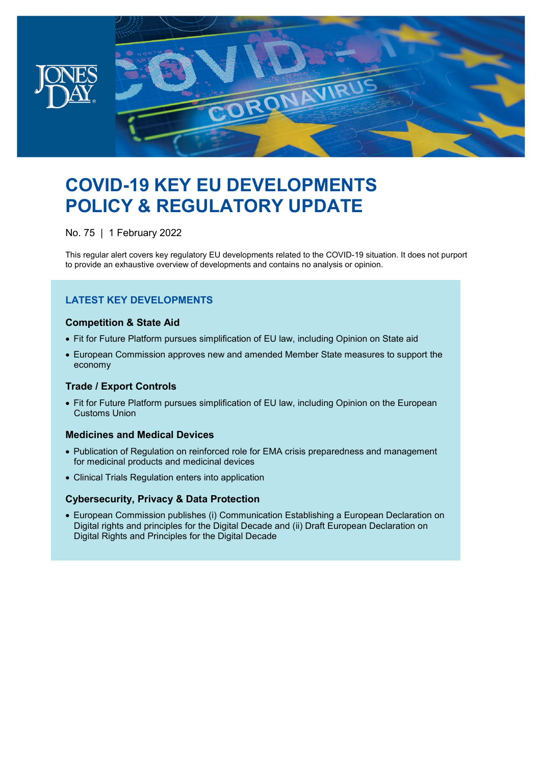# COVID-19 KEY EU DEVELOPMENTS POLICY & REGULATORY UPDATE

No. 75 | 1 February 2022

This regular alert covers key regulatory EU developments related to the COVID-19 situation. It does not purport to provide an exhaustive overview of developments and contains no analysis or opinion.

## LATEST KEY DEVELOPMENTS

### Competition & State Aid

- Fit for Future Platform pursues simplification of EU law, including Opinion on State aid
- European Commission approves new and amended Member State measures to support the economy

### Trade / Export Controls

- Fit for Future Platform pursues simplification of EU law, including Opinion on the European Customs Union

### Medicines and Medical Devices

- Publication of Regulation on reinforced role for EMA crisis preparedness and management for medicinal products and medicinal devices
- Clinical Trials Regulation enters into application

### Cybersecurity, Privacy & Data Protection

- European Commission publishes (i) Communication Establishing a European Declaration on Digital rights and principles for the Digital Decade and (ii) Draft European Declaration on Digital Rights and Principles for the Digital Decade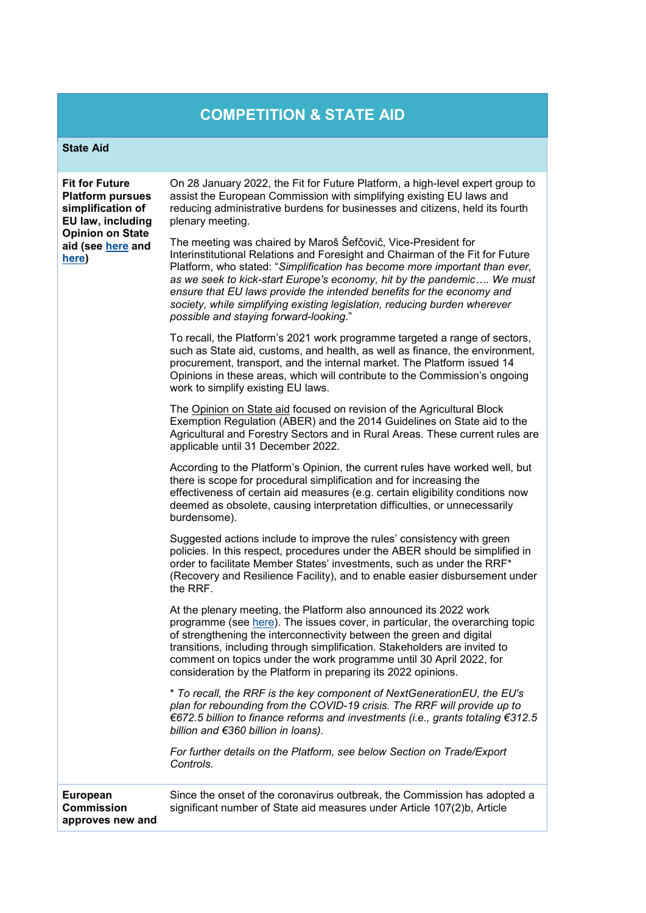# COMPETITION & STATE AID

## State Aid

| | |
|---|---|
| **Fit for Future Platform pursues simplification of EU law, including Opinion on State aid (see here and here)** | On 28 January 2022, the Fit for Future Platform, a high-level expert group to assist the European Commission with simplifying existing EU laws and reducing administrative burdens for businesses and citizens, held its fourth plenary meeting.<br><br>The meeting was chaired by Maroš Šefčovič, Vice-President for Interinstitutional Relations and Foresight and Chairman of the Fit for Future Platform, who stated: "*Simplification has become more important than ever, as we seek to kick-start Europe's economy, hit by the pandemic…. We must ensure that EU laws provide the intended benefits for the economy and society, while simplifying existing legislation, reducing burden wherever possible and staying forward-looking.*"<br><br>To recall, the Platform's 2021 work programme targeted a range of sectors, such as State aid, customs, and health, as well as finance, the environment, procurement, transport, and the internal market. The Platform issued 14 Opinions in these areas, which will contribute to the Commission's ongoing work to simplify existing EU laws.<br><br>The Opinion on State aid focused on revision of the Agricultural Block Exemption Regulation (ABER) and the 2014 Guidelines on State aid to the Agricultural and Forestry Sectors and in Rural Areas. These current rules are applicable until 31 December 2022.<br><br>According to the Platform's Opinion, the current rules have worked well, but there is scope for procedural simplification and for increasing the effectiveness of certain aid measures (e.g. certain eligibility conditions now deemed as obsolete, causing interpretation difficulties, or unnecessarily burdensome).<br><br>Suggested actions include to improve the rules' consistency with green policies. In this respect, procedures under the ABER should be simplified in order to facilitate Member States' investments, such as under the RRF* (Recovery and Resilience Facility), and to enable easier disbursement under the RRF.<br><br>At the plenary meeting, the Platform also announced its 2022 work programme (see here). The issues cover, in particular, the overarching topic of strengthening the interconnectivity between the green and digital transitions, including through simplification. Stakeholders are invited to comment on topics under the work programme until 30 April 2022, for consideration by the Platform in preparing its 2022 opinions.<br><br>* *To recall, the RRF is the key component of NextGenerationEU, the EU's plan for rebounding from the COVID-19 crisis. The RRF will provide up to €672.5 billion to finance reforms and investments (i.e., grants totaling €312.5 billion and €360 billion in loans).*<br><br>*For further details on the Platform, see below Section on Trade/Export Controls.* |
| **European Commission approves new and** | Since the onset of the coronavirus outbreak, the Commission has adopted a significant number of State aid measures under Article 107(2)b, Article |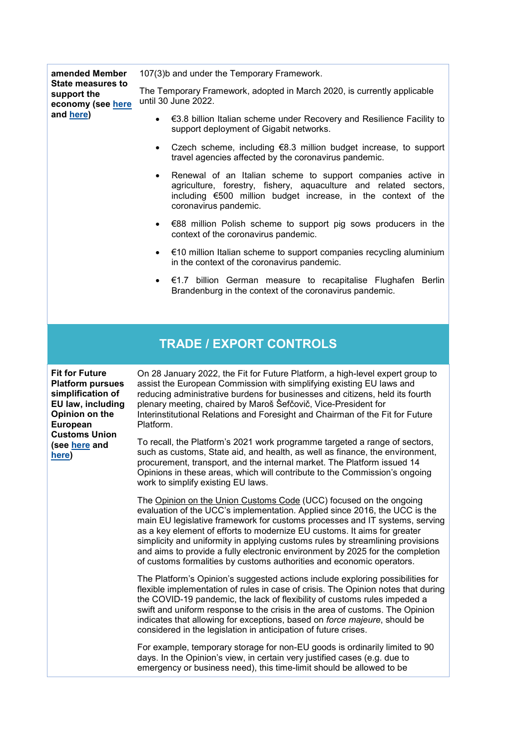| | |
|---|---|
| **amended Member State measures to support the economy (see here and here)** | 107(3)b and under the Temporary Framework.<br><br>The Temporary Framework, adopted in March 2020, is currently applicable until 30 June 2022.<br><br>• €3.8 billion Italian scheme under Recovery and Resilience Facility to support deployment of Gigabit networks.<br><br>• Czech scheme, including €8.3 million budget increase, to support travel agencies affected by the coronavirus pandemic.<br><br>• Renewal of an Italian scheme to support companies active in agriculture, forestry, fishery, aquaculture and related sectors, including €500 million budget increase, in the context of the coronavirus pandemic.<br><br>• €88 million Polish scheme to support pig sows producers in the context of the coronavirus pandemic.<br><br>• €10 million Italian scheme to support companies recycling aluminium in the context of the coronavirus pandemic.<br><br>• €1.7 billion German measure to recapitalise Flughafen Berlin Brandenburg in the context of the coronavirus pandemic. |

## TRADE / EXPORT CONTROLS

| | |
|---|---|
| **Fit for Future Platform pursues simplification of EU law, including Opinion on the European Customs Union (see here and here)** | On 28 January 2022, the Fit for Future Platform, a high-level expert group to assist the European Commission with simplifying existing EU laws and reducing administrative burdens for businesses and citizens, held its fourth plenary meeting, chaired by Maroš Šefčovič, Vice-President for Interinstitutional Relations and Foresight and Chairman of the Fit for Future Platform.<br><br>To recall, the Platform's 2021 work programme targeted a range of sectors, such as customs, State aid, and health, as well as finance, the environment, procurement, transport, and the internal market. The Platform issued 14 Opinions in these areas, which will contribute to the Commission's ongoing work to simplify existing EU laws.<br><br>The Opinion on the Union Customs Code (UCC) focused on the ongoing evaluation of the UCC's implementation. Applied since 2016, the UCC is the main EU legislative framework for customs processes and IT systems, serving as a key element of efforts to modernize EU customs. It aims for greater simplicity and uniformity in applying customs rules by streamlining provisions and aims to provide a fully electronic environment by 2025 for the completion of customs formalities by customs authorities and economic operators.<br><br>The Platform's Opinion's suggested actions include exploring possibilities for flexible implementation of rules in case of crisis. The Opinion notes that during the COVID-19 pandemic, the lack of flexibility of customs rules impeded a swift and uniform response to the crisis in the area of customs. The Opinion indicates that allowing for exceptions, based on *force majeure*, should be considered in the legislation in anticipation of future crises.<br><br>For example, temporary storage for non-EU goods is ordinarily limited to 90 days. In the Opinion's view, in certain very justified cases (e.g. due to emergency or business need), this time-limit should be allowed to be |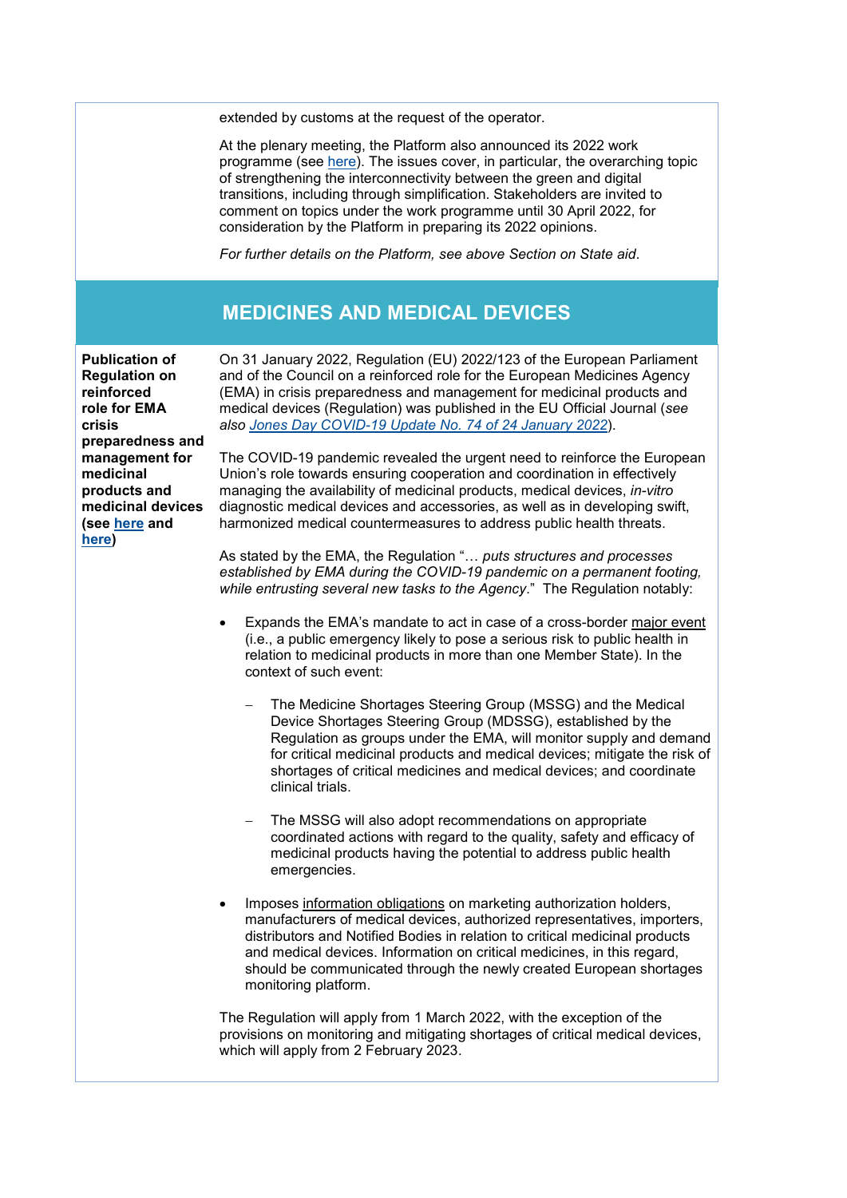extended by customs at the request of the operator.

At the plenary meeting, the Platform also announced its 2022 work programme (see here). The issues cover, in particular, the overarching topic of strengthening the interconnectivity between the green and digital transitions, including through simplification. Stakeholders are invited to comment on topics under the work programme until 30 April 2022, for consideration by the Platform in preparing its 2022 opinions.

*For further details on the Platform, see above Section on State aid*.

## MEDICINES AND MEDICAL DEVICES

**Publication of Regulation on reinforced role for EMA crisis preparedness and management for medicinal products and medicinal devices (see here and here)**

On 31 January 2022, Regulation (EU) 2022/123 of the European Parliament and of the Council on a reinforced role for the European Medicines Agency (EMA) in crisis preparedness and management for medicinal products and medical devices (Regulation) was published in the EU Official Journal (*see also Jones Day COVID-19 Update No. 74 of 24 January 2022*).

The COVID-19 pandemic revealed the urgent need to reinforce the European Union's role towards ensuring cooperation and coordination in effectively managing the availability of medicinal products, medical devices, *in-vitro* diagnostic medical devices and accessories, as well as in developing swift, harmonized medical countermeasures to address public health threats.

As stated by the EMA, the Regulation "*… puts structures and processes established by EMA during the COVID-19 pandemic on a permanent footing, while entrusting several new tasks to the Agency*." The Regulation notably:

- Expands the EMA's mandate to act in case of a cross-border major event (i.e., a public emergency likely to pose a serious risk to public health in relation to medicinal products in more than one Member State). In the context of such event:
  - The Medicine Shortages Steering Group (MSSG) and the Medical Device Shortages Steering Group (MDSSG), established by the Regulation as groups under the EMA, will monitor supply and demand for critical medicinal products and medical devices; mitigate the risk of shortages of critical medicines and medical devices; and coordinate clinical trials.
  - The MSSG will also adopt recommendations on appropriate coordinated actions with regard to the quality, safety and efficacy of medicinal products having the potential to address public health emergencies.
- Imposes information obligations on marketing authorization holders, manufacturers of medical devices, authorized representatives, importers, distributors and Notified Bodies in relation to critical medicinal products and medical devices. Information on critical medicines, in this regard, should be communicated through the newly created European shortages monitoring platform.

The Regulation will apply from 1 March 2022, with the exception of the provisions on monitoring and mitigating shortages of critical medical devices, which will apply from 2 February 2023.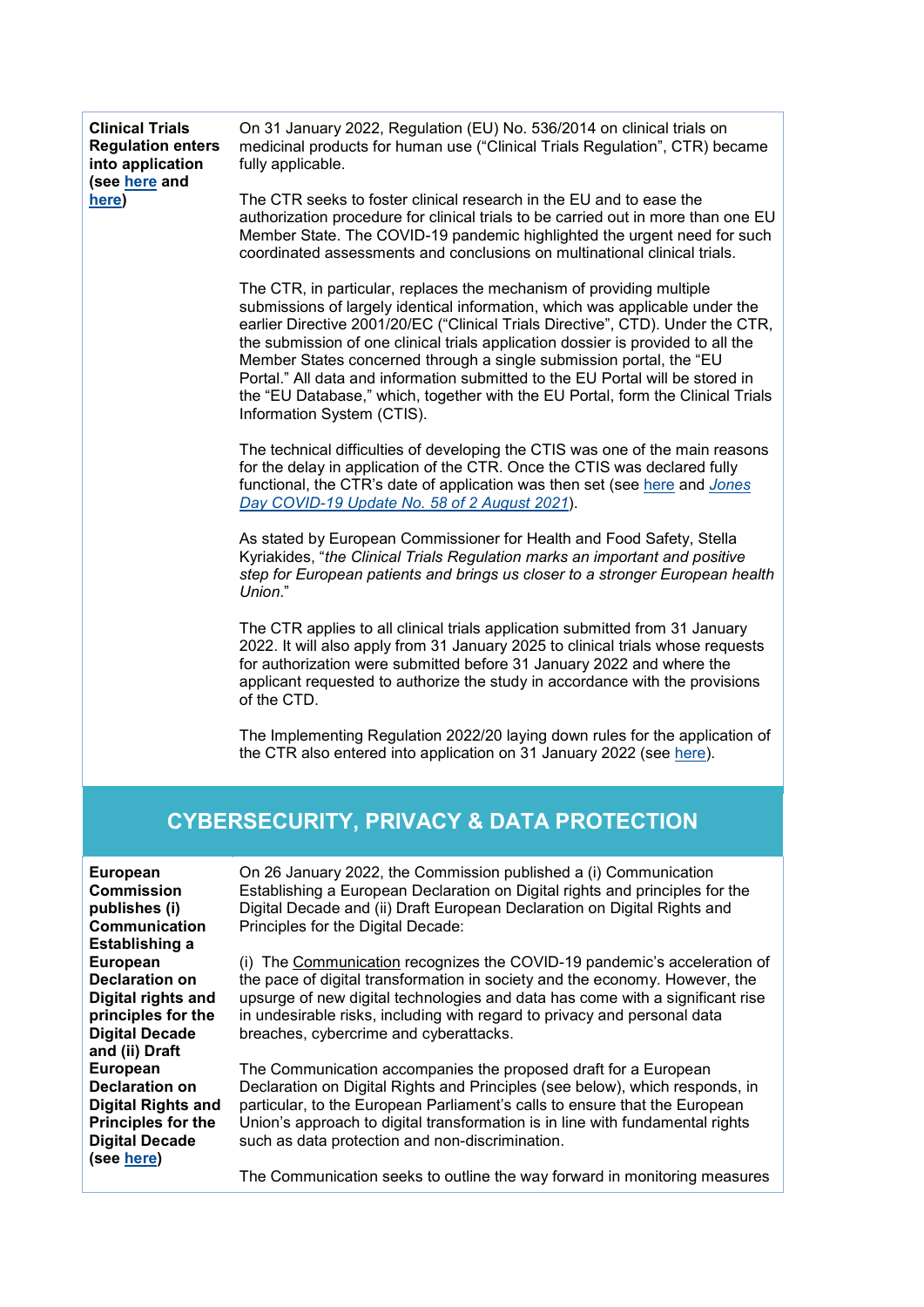| | |
|---|---|
| **Clinical Trials Regulation enters into application (see here and here)** | On 31 January 2022, Regulation (EU) No. 536/2014 on clinical trials on medicinal products for human use ("Clinical Trials Regulation", CTR) became fully applicable.<br><br>The CTR seeks to foster clinical research in the EU and to ease the authorization procedure for clinical trials to be carried out in more than one EU Member State. The COVID-19 pandemic highlighted the urgent need for such coordinated assessments and conclusions on multinational clinical trials.<br><br>The CTR, in particular, replaces the mechanism of providing multiple submissions of largely identical information, which was applicable under the earlier Directive 2001/20/EC ("Clinical Trials Directive", CTD). Under the CTR, the submission of one clinical trials application dossier is provided to all the Member States concerned through a single submission portal, the "EU Portal." All data and information submitted to the EU Portal will be stored in the "EU Database," which, together with the EU Portal, form the Clinical Trials Information System (CTIS).<br><br>The technical difficulties of developing the CTIS was one of the main reasons for the delay in application of the CTR. Once the CTIS was declared fully functional, the CTR's date of application was then set (see here and *Jones Day COVID-19 Update No. 58 of 2 August 2021*).<br><br>As stated by European Commissioner for Health and Food Safety, Stella Kyriakides, "*the Clinical Trials Regulation marks an important and positive step for European patients and brings us closer to a stronger European health Union*."<br><br>The CTR applies to all clinical trials application submitted from 31 January 2022. It will also apply from 31 January 2025 to clinical trials whose requests for authorization were submitted before 31 January 2022 and where the applicant requested to authorize the study in accordance with the provisions of the CTD.<br><br>The Implementing Regulation 2022/20 laying down rules for the application of the CTR also entered into application on 31 January 2022 (see here). |

## CYBERSECURITY, PRIVACY & DATA PROTECTION

| | |
|---|---|
| **European Commission publishes (i) Communication Establishing a European Declaration on Digital rights and principles for the Digital Decade and (ii) Draft European Declaration on Digital Rights and Principles for the Digital Decade (see here)** | On 26 January 2022, the Commission published a (i) Communication Establishing a European Declaration on Digital rights and principles for the Digital Decade and (ii) Draft European Declaration on Digital Rights and Principles for the Digital Decade:<br><br>(i) The Communication recognizes the COVID-19 pandemic's acceleration of the pace of digital transformation in society and the economy. However, the upsurge of new digital technologies and data has come with a significant rise in undesirable risks, including with regard to privacy and personal data breaches, cybercrime and cyberattacks.<br><br>The Communication accompanies the proposed draft for a European Declaration on Digital Rights and Principles (see below), which responds, in particular, to the European Parliament's calls to ensure that the European Union's approach to digital transformation is in line with fundamental rights such as data protection and non-discrimination.<br><br>The Communication seeks to outline the way forward in monitoring measures |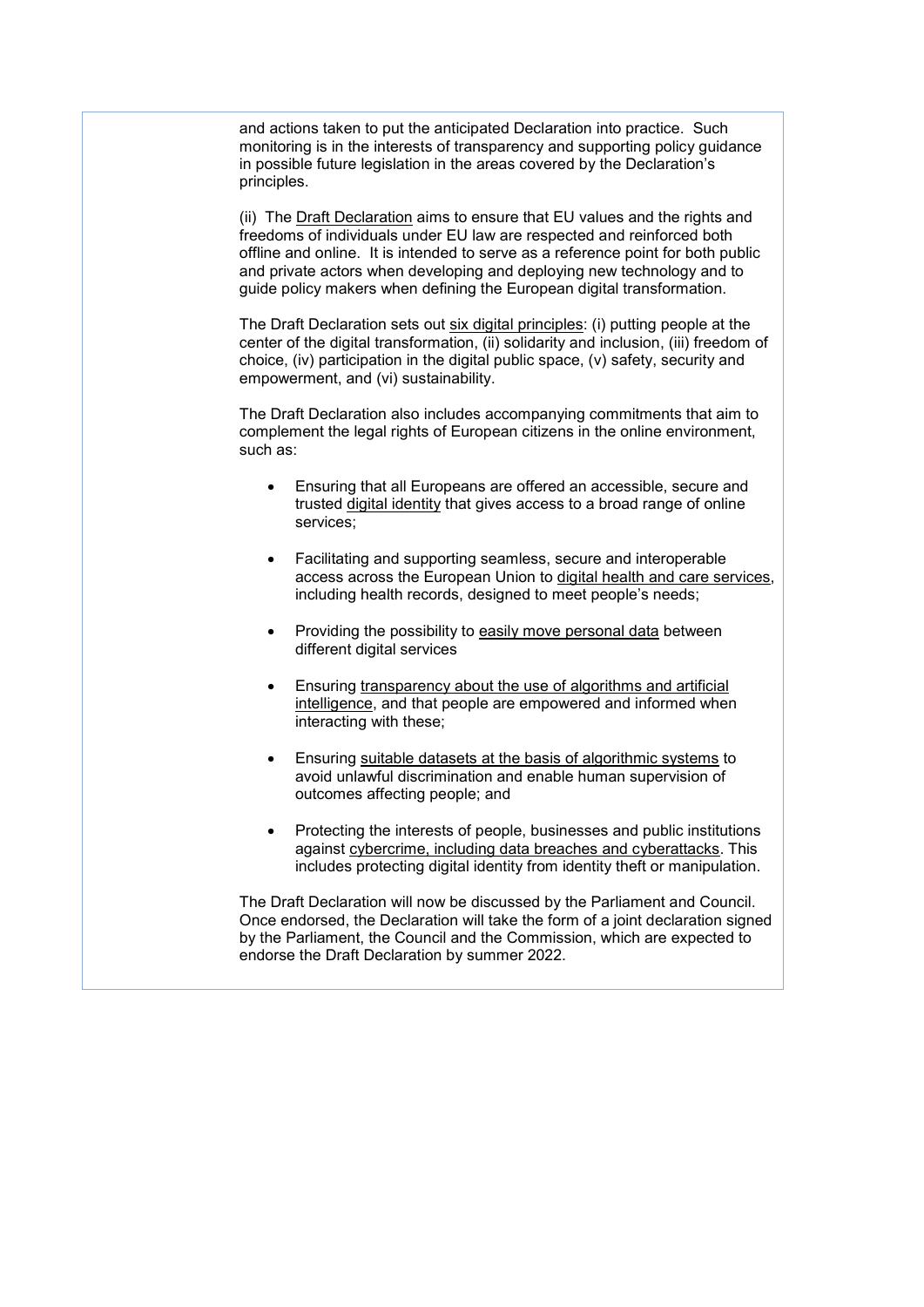and actions taken to put the anticipated Declaration into practice. Such monitoring is in the interests of transparency and supporting policy guidance in possible future legislation in the areas covered by the Declaration's principles.

(ii) The Draft Declaration aims to ensure that EU values and the rights and freedoms of individuals under EU law are respected and reinforced both offline and online. It is intended to serve as a reference point for both public and private actors when developing and deploying new technology and to guide policy makers when defining the European digital transformation.

The Draft Declaration sets out six digital principles: (i) putting people at the center of the digital transformation, (ii) solidarity and inclusion, (iii) freedom of choice, (iv) participation in the digital public space, (v) safety, security and empowerment, and (vi) sustainability.

The Draft Declaration also includes accompanying commitments that aim to complement the legal rights of European citizens in the online environment, such as:

- Ensuring that all Europeans are offered an accessible, secure and trusted digital identity that gives access to a broad range of online services;
- Facilitating and supporting seamless, secure and interoperable access across the European Union to digital health and care services, including health records, designed to meet people's needs;
- Providing the possibility to easily move personal data between different digital services
- Ensuring transparency about the use of algorithms and artificial intelligence, and that people are empowered and informed when interacting with these;
- Ensuring suitable datasets at the basis of algorithmic systems to avoid unlawful discrimination and enable human supervision of outcomes affecting people; and
- Protecting the interests of people, businesses and public institutions against cybercrime, including data breaches and cyberattacks. This includes protecting digital identity from identity theft or manipulation.

The Draft Declaration will now be discussed by the Parliament and Council. Once endorsed, the Declaration will take the form of a joint declaration signed by the Parliament, the Council and the Commission, which are expected to endorse the Draft Declaration by summer 2022.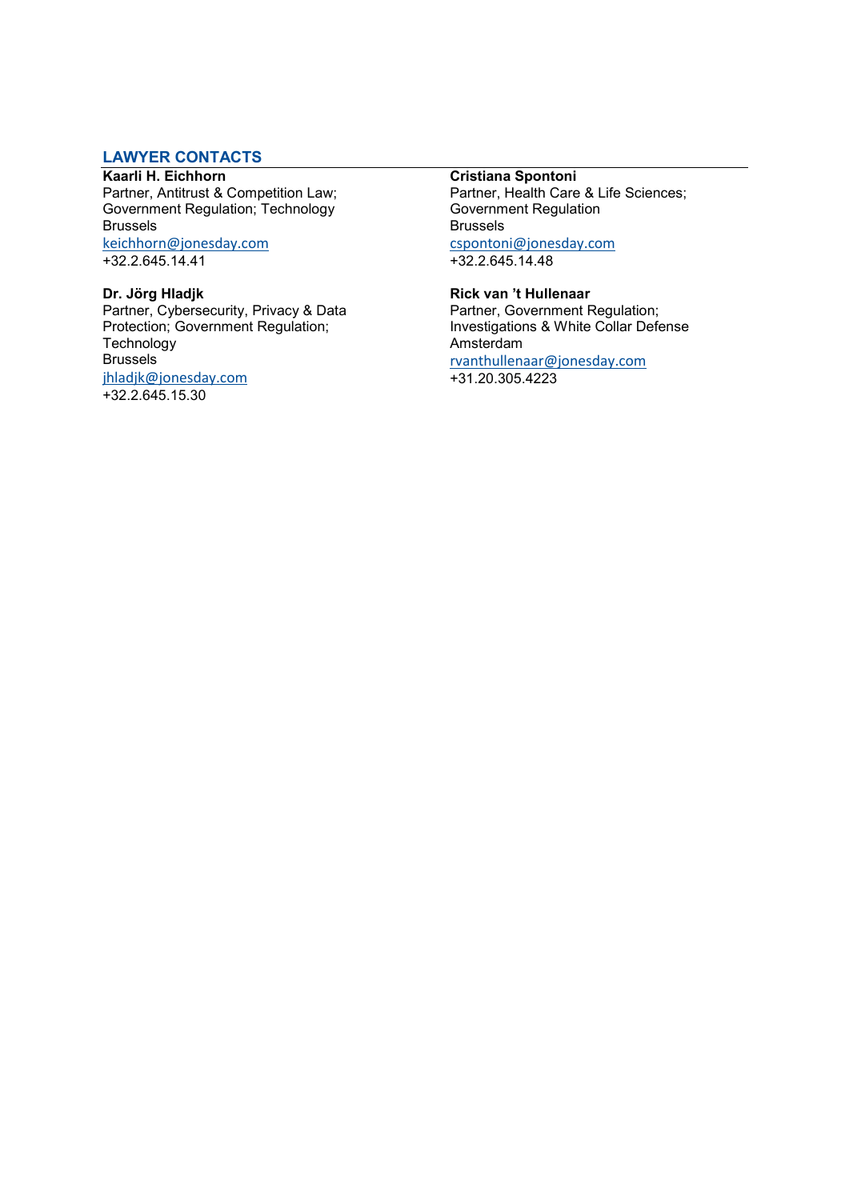## LAWYER CONTACTS

**Kaarli H. Eichhorn**
Partner, Antitrust & Competition Law; Government Regulation; Technology
Brussels
keichhorn@jonesday.com
+32.2.645.14.41

**Dr. Jörg Hladjk**
Partner, Cybersecurity, Privacy & Data Protection; Government Regulation; Technology
Brussels
jhladjk@jonesday.com
+32.2.645.15.30

**Cristiana Spontoni**
Partner, Health Care & Life Sciences; Government Regulation
Brussels
cspontoni@jonesday.com
+32.2.645.14.48

**Rick van 't Hullenaar**
Partner, Government Regulation; Investigations & White Collar Defense
Amsterdam
rvanthullenaar@jonesday.com
+31.20.305.4223